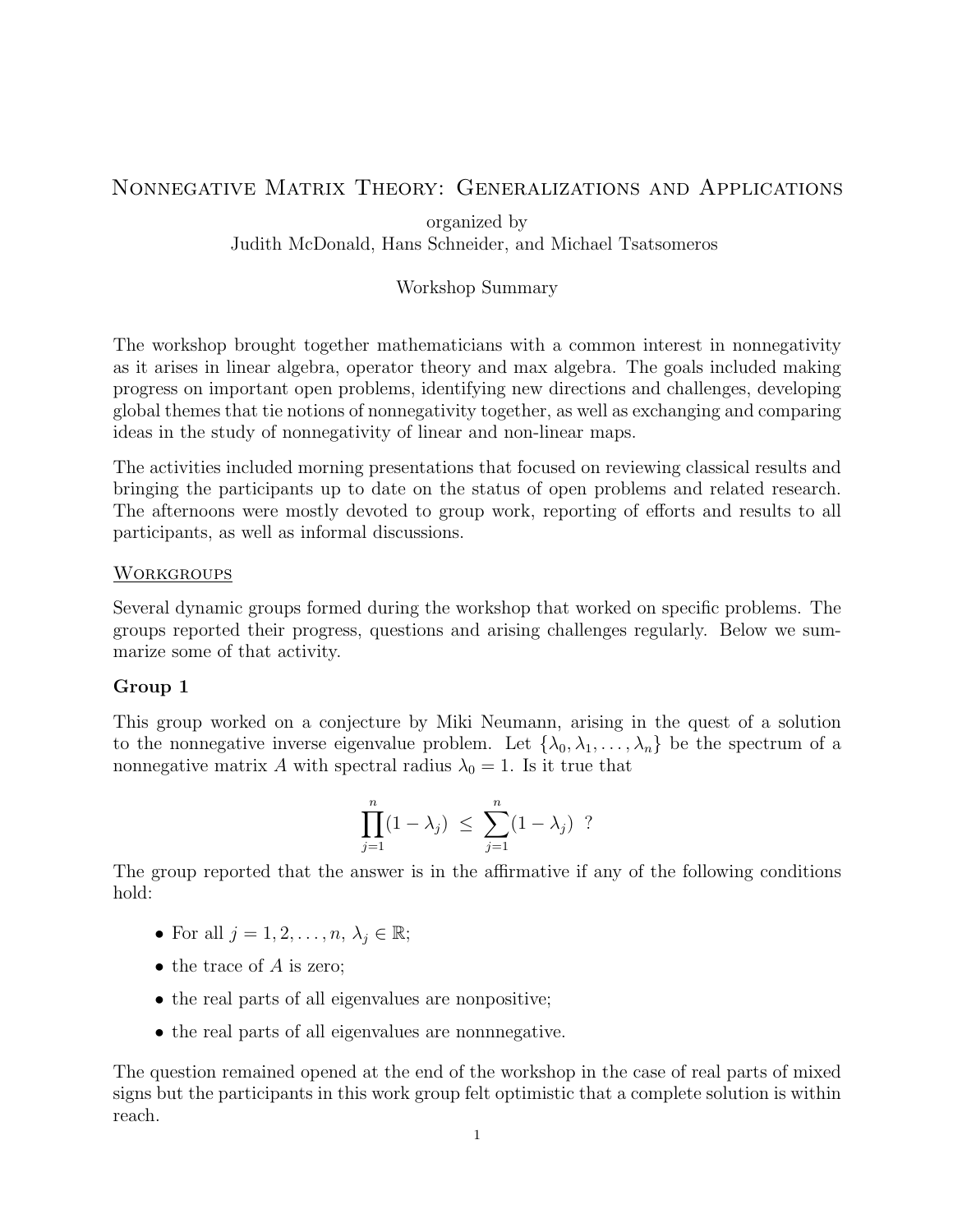# Nonnegative Matrix Theory: Generalizations and Applications

organized by
Judith McDonald, Hans Schneider, and Michael Tsatsomeros

Workshop Summary

The workshop brought together mathematicians with a common interest in nonnegativity as it arises in linear algebra, operator theory and max algebra. The goals included making progress on important open problems, identifying new directions and challenges, developing global themes that tie notions of nonnegativity together, as well as exchanging and comparing ideas in the study of nonnegativity of linear and non-linear maps.

The activities included morning presentations that focused on reviewing classical results and bringing the participants up to date on the status of open problems and related research. The afternoons were mostly devoted to group work, reporting of efforts and results to all participants, as well as informal discussions.

## Workgroups

Several dynamic groups formed during the workshop that worked on specific problems. The groups reported their progress, questions and arising challenges regularly. Below we summarize some of that activity.

### Group 1

This group worked on a conjecture by Miki Neumann, arising in the quest of a solution to the nonnegative inverse eigenvalue problem. Let $\{\lambda_0, \lambda_1, \ldots, \lambda_n\}$ be the spectrum of a nonnegative matrix $A$ with spectral radius $\lambda_0 = 1$. Is it true that

$$\prod_{j=1}^{n}(1-\lambda_j) \;\leq\; \sum_{j=1}^{n}(1-\lambda_j) \;\; ?$$

The group reported that the answer is in the affirmative if any of the following conditions hold:

- For all $j = 1, 2, \ldots, n$, $\lambda_j \in \mathbb{R}$;
- the trace of $A$ is zero;
- the real parts of all eigenvalues are nonpositive;
- the real parts of all eigenvalues are nonnnegative.

The question remained opened at the end of the workshop in the case of real parts of mixed signs but the participants in this work group felt optimistic that a complete solution is within reach.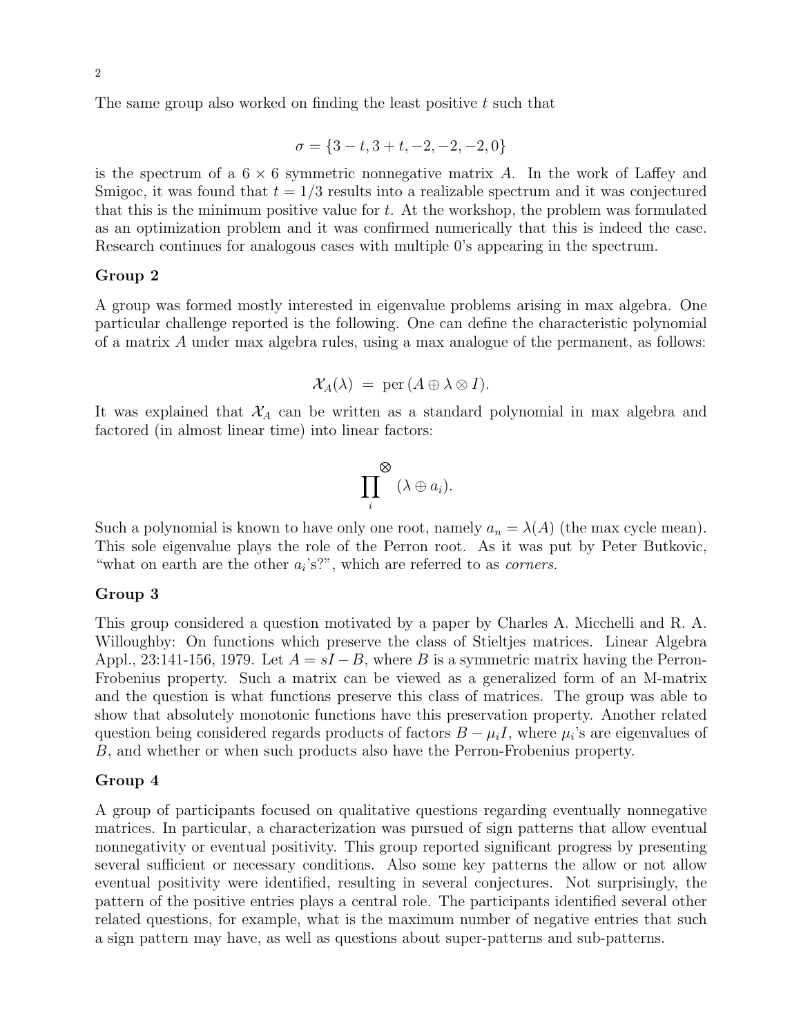The same group also worked on finding the least positive $t$ such that

$$\sigma = \{3 - t, 3 + t, -2, -2, -2, 0\}$$

is the spectrum of a $6 \times 6$ symmetric nonnegative matrix $A$. In the work of Laffey and Smigoc, it was found that $t = 1/3$ results into a realizable spectrum and it was conjectured that this is the minimum positive value for $t$. At the workshop, the problem was formulated as an optimization problem and it was confirmed numerically that this is indeed the case. Research continues for analogous cases with multiple 0's appearing in the spectrum.

### Group 2

A group was formed mostly interested in eigenvalue problems arising in max algebra. One particular challenge reported is the following. One can define the characteristic polynomial of a matrix $A$ under max algebra rules, using a max analogue of the permanent, as follows:

$$\mathcal{X}_A(\lambda) \;=\; \text{per}\,(A \oplus \lambda \otimes I).$$

It was explained that $\mathcal{X}_A$ can be written as a standard polynomial in max algebra and factored (in almost linear time) into linear factors:

$$\prod_i^{\otimes} \;(\lambda \oplus a_i).$$

Such a polynomial is known to have only one root, namely $a_n = \lambda(A)$ (the max cycle mean). This sole eigenvalue plays the role of the Perron root. As it was put by Peter Butkovic, "what on earth are the other $a_i$'s?", which are referred to as *corners*.

### Group 3

This group considered a question motivated by a paper by Charles A. Micchelli and R. A. Willoughby: On functions which preserve the class of Stieltjes matrices. Linear Algebra Appl., 23:141-156, 1979. Let $A = sI - B$, where $B$ is a symmetric matrix having the Perron-Frobenius property. Such a matrix can be viewed as a generalized form of an M-matrix and the question is what functions preserve this class of matrices. The group was able to show that absolutely monotonic functions have this preservation property. Another related question being considered regards products of factors $B - \mu_i I$, where $\mu_i$'s are eigenvalues of $B$, and whether or when such products also have the Perron-Frobenius property.

### Group 4

A group of participants focused on qualitative questions regarding eventually nonnegative matrices. In particular, a characterization was pursued of sign patterns that allow eventual nonnegativity or eventual positivity. This group reported significant progress by presenting several sufficient or necessary conditions. Also some key patterns the allow or not allow eventual positivity were identified, resulting in several conjectures. Not surprisingly, the pattern of the positive entries plays a central role. The participants identified several other related questions, for example, what is the maximum number of negative entries that such a sign pattern may have, as well as questions about super-patterns and sub-patterns.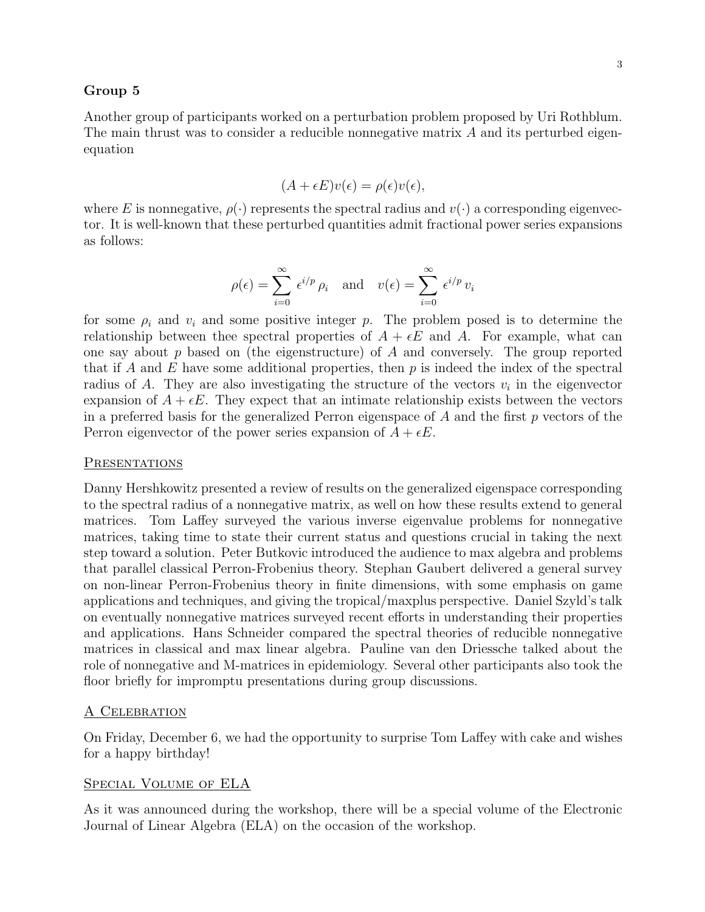### Group 5

Another group of participants worked on a perturbation problem proposed by Uri Rothblum. The main thrust was to consider a reducible nonnegative matrix $A$ and its perturbed eigen-equation

$$(A + \epsilon E)v(\epsilon) = \rho(\epsilon)v(\epsilon),$$

where $E$ is nonnegative, $\rho(\cdot)$ represents the spectral radius and $v(\cdot)$ a corresponding eigenvector. It is well-known that these perturbed quantities admit fractional power series expansions as follows:

$$\rho(\epsilon) = \sum_{i=0}^{\infty} \epsilon^{i/p} \rho_i \quad \text{and} \quad v(\epsilon) = \sum_{i=0}^{\infty} \epsilon^{i/p} v_i$$

for some $\rho_i$ and $v_i$ and some positive integer $p$. The problem posed is to determine the relationship between thee spectral properties of $A + \epsilon E$ and $A$. For example, what can one say about $p$ based on (the eigenstructure) of $A$ and conversely. The group reported that if $A$ and $E$ have some additional properties, then $p$ is indeed the index of the spectral radius of $A$. They are also investigating the structure of the vectors $v_i$ in the eigenvector expansion of $A + \epsilon E$. They expect that an intimate relationship exists between the vectors in a preferred basis for the generalized Perron eigenspace of $A$ and the first $p$ vectors of the Perron eigenvector of the power series expansion of $A + \epsilon E$.

## Presentations

Danny Hershkowitz presented a review of results on the generalized eigenspace corresponding to the spectral radius of a nonnegative matrix, as well on how these results extend to general matrices. Tom Laffey surveyed the various inverse eigenvalue problems for nonnegative matrices, taking time to state their current status and questions crucial in taking the next step toward a solution. Peter Butkovic introduced the audience to max algebra and problems that parallel classical Perron-Frobenius theory. Stephan Gaubert delivered a general survey on non-linear Perron-Frobenius theory in finite dimensions, with some emphasis on game applications and techniques, and giving the tropical/maxplus perspective. Daniel Szyld's talk on eventually nonnegative matrices surveyed recent efforts in understanding their properties and applications. Hans Schneider compared the spectral theories of reducible nonnegative matrices in classical and max linear algebra. Pauline van den Driessche talked about the role of nonnegative and M-matrices in epidemiology. Several other participants also took the floor briefly for impromptu presentations during group discussions.

## A Celebration

On Friday, December 6, we had the opportunity to surprise Tom Laffey with cake and wishes for a happy birthday!

## Special Volume of ELA

As it was announced during the workshop, there will be a special volume of the Electronic Journal of Linear Algebra (ELA) on the occasion of the workshop.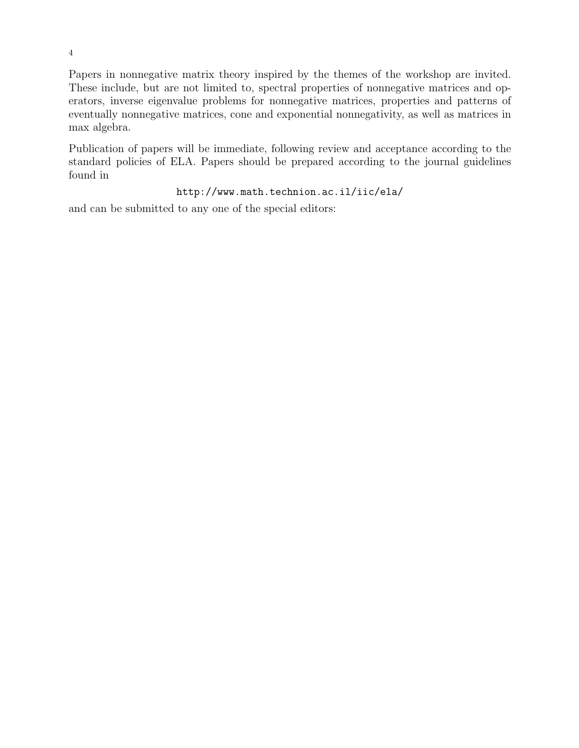Papers in nonnegative matrix theory inspired by the themes of the workshop are invited. These include, but are not limited to, spectral properties of nonnegative matrices and operators, inverse eigenvalue problems for nonnegative matrices, properties and patterns of eventually nonnegative matrices, cone and exponential nonnegativity, as well as matrices in max algebra.

Publication of papers will be immediate, following review and acceptance according to the standard policies of ELA. Papers should be prepared according to the journal guidelines found in

```
http://www.math.technion.ac.il/iic/ela/
```

and can be submitted to any one of the special editors: